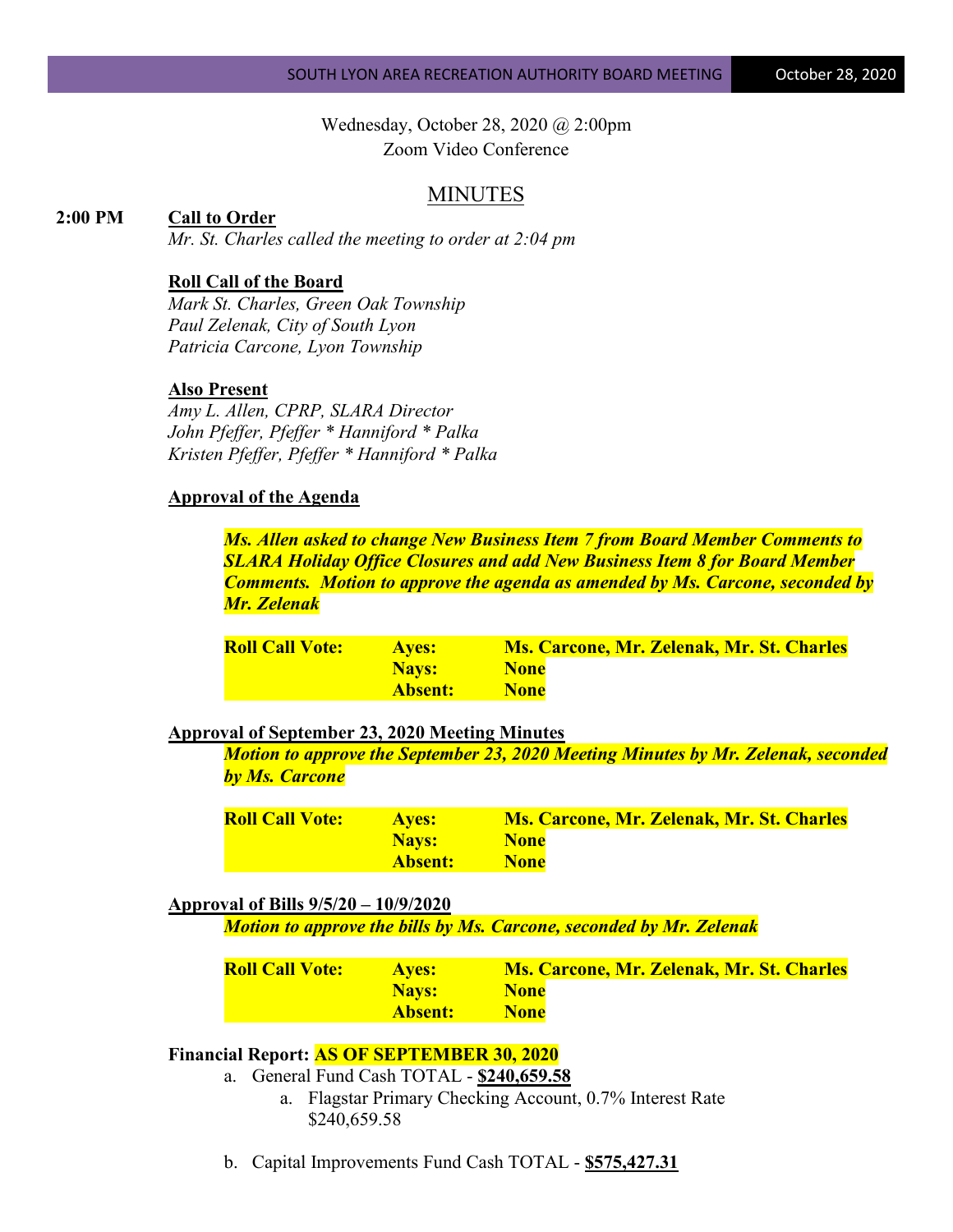Wednesday, October 28, 2020 @ 2:00pm
Zoom Video Conference

# MINUTES

**2:00 PM** **Call to Order**

*Mr. St. Charles called the meeting to order at 2:04 pm*

**Roll Call of the Board**

*Mark St. Charles, Green Oak Township*
*Paul Zelenak, City of South Lyon*
*Patricia Carcone, Lyon Township*

**Also Present**

*Amy L. Allen, CPRP, SLARA Director*
*John Pfeffer, Pfeffer * Hanniford * Palka*
*Kristen Pfeffer, Pfeffer * Hanniford * Palka*

**Approval of the Agenda**

***Ms. Allen asked to change New Business Item 7 from Board Member Comments to SLARA Holiday Office Closures and add New Business Item 8 for Board Member Comments. Motion to approve the agenda as amended by Ms. Carcone, seconded by Mr. Zelenak***

| | | |
|---|---|---|
| **Roll Call Vote:** | **Ayes:** | **Ms. Carcone, Mr. Zelenak, Mr. St. Charles** |
| | **Nays:** | **None** |
| | **Absent:** | **None** |

**Approval of September 23, 2020 Meeting Minutes**

***Motion to approve the September 23, 2020 Meeting Minutes by Mr. Zelenak, seconded by Ms. Carcone***

| | | |
|---|---|---|
| **Roll Call Vote:** | **Ayes:** | **Ms. Carcone, Mr. Zelenak, Mr. St. Charles** |
| | **Nays:** | **None** |
| | **Absent:** | **None** |

**Approval of Bills 9/5/20 – 10/9/2020**

***Motion to approve the bills by Ms. Carcone, seconded by Mr. Zelenak***

| | | |
|---|---|---|
| **Roll Call Vote:** | **Ayes:** | **Ms. Carcone, Mr. Zelenak, Mr. St. Charles** |
| | **Nays:** | **None** |
| | **Absent:** | **None** |

**Financial Report: AS OF SEPTEMBER 30, 2020**

a. General Fund Cash TOTAL - **$240,659.58**
   a. Flagstar Primary Checking Account, 0.7% Interest Rate
      $240,659.58

b. Capital Improvements Fund Cash TOTAL - **$575,427.31**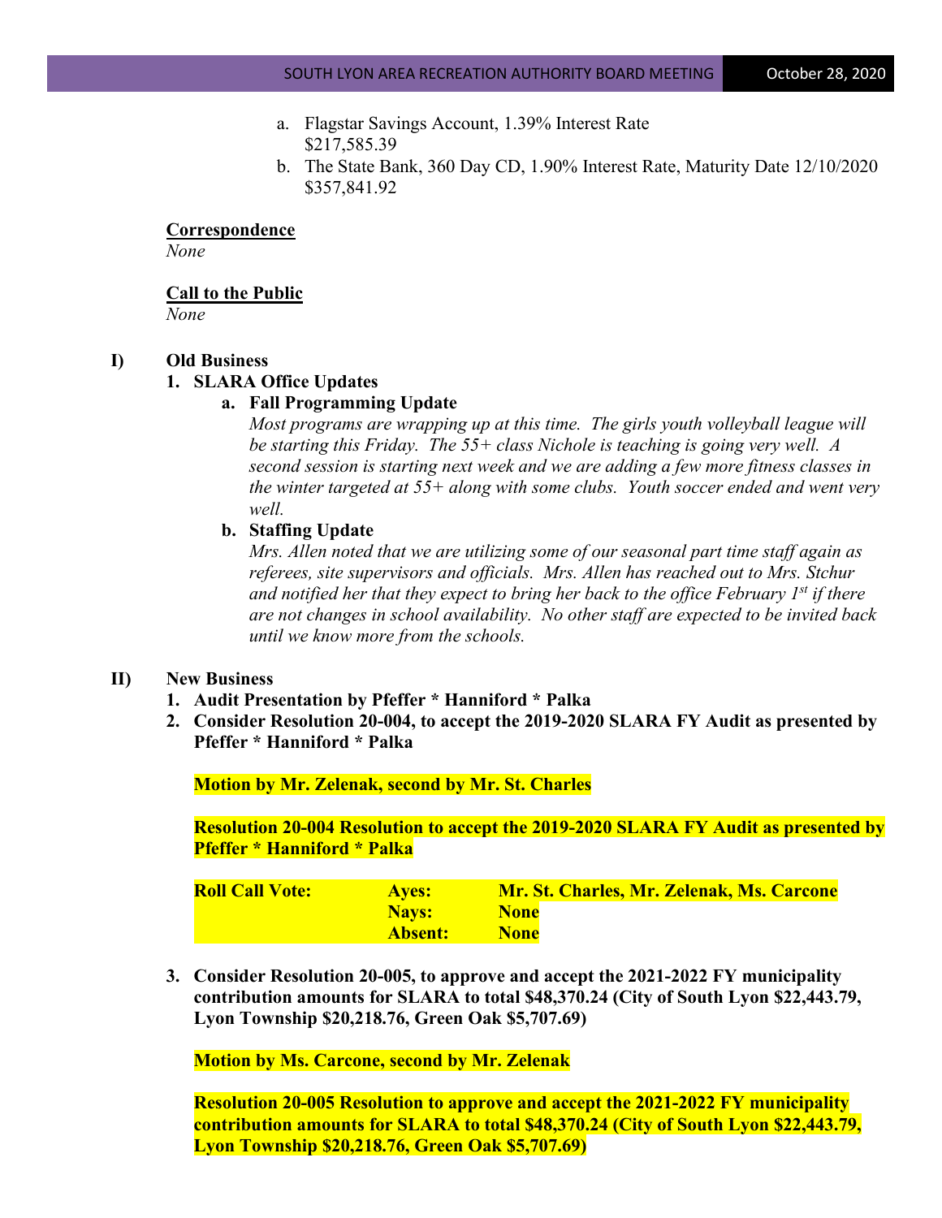a. Flagstar Savings Account, 1.39% Interest Rate
   $217,585.39
b. The State Bank, 360 Day CD, 1.90% Interest Rate, Maturity Date 12/10/2020
   $357,841.92

**Correspondence**

*None*

**Call to the Public**

*None*

## I) Old Business

### 1. SLARA Office Updates

**a. Fall Programming Update**

*Most programs are wrapping up at this time. The girls youth volleyball league will be starting this Friday. The 55+ class Nichole is teaching is going very well. A second session is starting next week and we are adding a few more fitness classes in the winter targeted at 55+ along with some clubs. Youth soccer ended and went very well.*

**b. Staffing Update**

*Mrs. Allen noted that we are utilizing some of our seasonal part time staff again as referees, site supervisors and officials. Mrs. Allen has reached out to Mrs. Stchur and notified her that they expect to bring her back to the office February 1st if there are not changes in school availability. No other staff are expected to be invited back until we know more from the schools.*

## II) New Business

**1. Audit Presentation by Pfeffer * Hanniford * Palka**

**2. Consider Resolution 20-004, to accept the 2019-2020 SLARA FY Audit as presented by Pfeffer * Hanniford * Palka**

**Motion by Mr. Zelenak, second by Mr. St. Charles**

**Resolution 20-004 Resolution to accept the 2019-2020 SLARA FY Audit as presented by Pfeffer * Hanniford * Palka**

| | | |
|---|---|---|
| **Roll Call Vote:** | **Ayes:** | **Mr. St. Charles, Mr. Zelenak, Ms. Carcone** |
| | **Nays:** | **None** |
| | **Absent:** | **None** |

**3. Consider Resolution 20-005, to approve and accept the 2021-2022 FY municipality contribution amounts for SLARA to total $48,370.24 (City of South Lyon $22,443.79, Lyon Township $20,218.76, Green Oak $5,707.69)**

**Motion by Ms. Carcone, second by Mr. Zelenak**

**Resolution 20-005 Resolution to approve and accept the 2021-2022 FY municipality contribution amounts for SLARA to total $48,370.24 (City of South Lyon $22,443.79, Lyon Township $20,218.76, Green Oak $5,707.69)**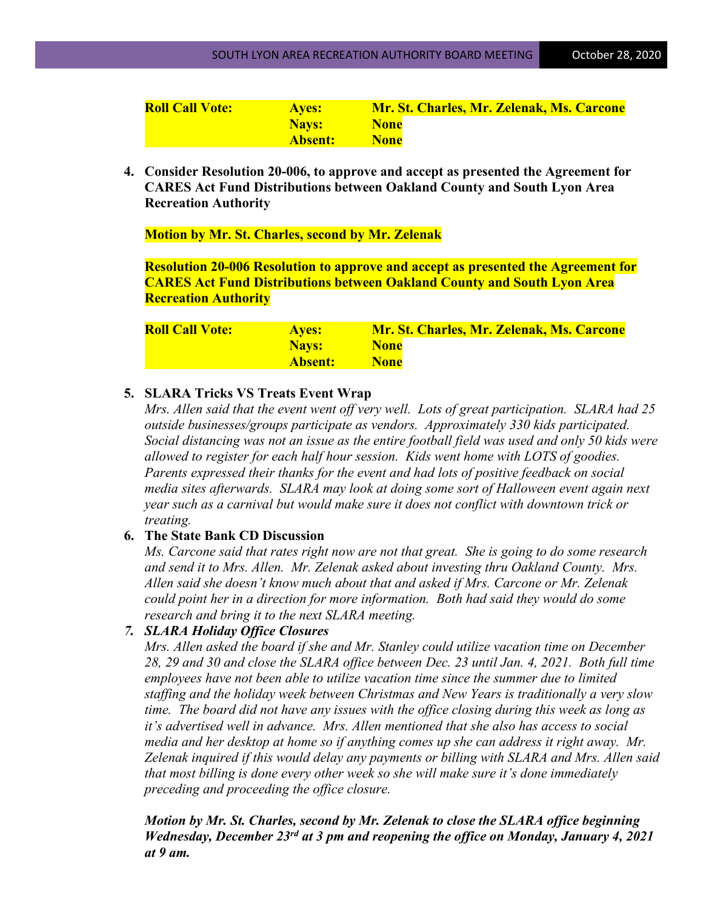| **Roll Call Vote:** | **Ayes:** | **Mr. St. Charles, Mr. Zelenak, Ms. Carcone** |
|---|---|---|
| | **Nays:** | **None** |
| | **Absent:** | **None** |

4. **Consider Resolution 20-006, to approve and accept as presented the Agreement for CARES Act Fund Distributions between Oakland County and South Lyon Area Recreation Authority**

   **Motion by Mr. St. Charles, second by Mr. Zelenak**

   **Resolution 20-006 Resolution to approve and accept as presented the Agreement for CARES Act Fund Distributions between Oakland County and South Lyon Area Recreation Authority**

| **Roll Call Vote:** | **Ayes:** | **Mr. St. Charles, Mr. Zelenak, Ms. Carcone** |
|---|---|---|
| | **Nays:** | **None** |
| | **Absent:** | **None** |

5. **SLARA Tricks VS Treats Event Wrap**
   *Mrs. Allen said that the event went off very well. Lots of great participation. SLARA had 25 outside businesses/groups participate as vendors. Approximately 330 kids participated. Social distancing was not an issue as the entire football field was used and only 50 kids were allowed to register for each half hour session. Kids went home with LOTS of goodies. Parents expressed their thanks for the event and had lots of positive feedback on social media sites afterwards. SLARA may look at doing some sort of Halloween event again next year such as a carnival but would make sure it does not conflict with downtown trick or treating.*

6. **The State Bank CD Discussion**
   *Ms. Carcone said that rates right now are not that great. She is going to do some research and send it to Mrs. Allen. Mr. Zelenak asked about investing thru Oakland County. Mrs. Allen said she doesn't know much about that and asked if Mrs. Carcone or Mr. Zelenak could point her in a direction for more information. Both had said they would do some research and bring it to the next SLARA meeting.*

7. ***SLARA Holiday Office Closures***
   *Mrs. Allen asked the board if she and Mr. Stanley could utilize vacation time on December 28, 29 and 30 and close the SLARA office between Dec. 23 until Jan. 4, 2021. Both full time employees have not been able to utilize vacation time since the summer due to limited staffing and the holiday week between Christmas and New Years is traditionally a very slow time. The board did not have any issues with the office closing during this week as long as it's advertised well in advance. Mrs. Allen mentioned that she also has access to social media and her desktop at home so if anything comes up she can address it right away. Mr. Zelenak inquired if this would delay any payments or billing with SLARA and Mrs. Allen said that most billing is done every other week so she will make sure it's done immediately preceding and proceeding the office closure.*

   ***Motion by Mr. St. Charles, second by Mr. Zelenak to close the SLARA office beginning Wednesday, December 23rd at 3 pm and reopening the office on Monday, January 4, 2021 at 9 am.***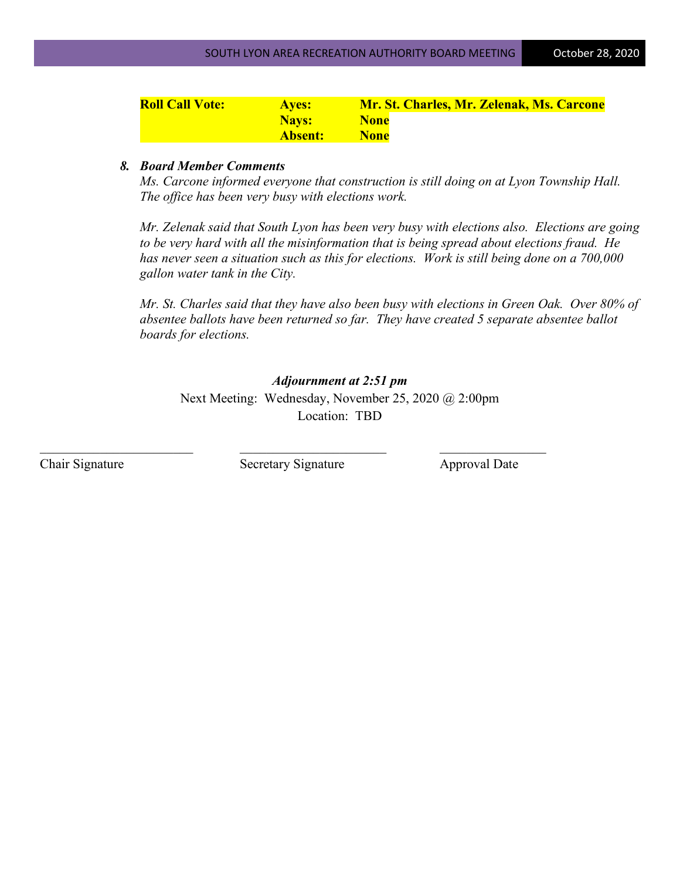| | | |
|---|---|---|
| **Roll Call Vote:** | **Ayes:** | **Mr. St. Charles, Mr. Zelenak, Ms. Carcone** |
| | **Nays:** | **None** |
| | **Absent:** | **None** |

***8. Board Member Comments***

*Ms. Carcone informed everyone that construction is still doing on at Lyon Township Hall. The office has been very busy with elections work.*

*Mr. Zelenak said that South Lyon has been very busy with elections also. Elections are going to be very hard with all the misinformation that is being spread about elections fraud. He has never seen a situation such as this for elections. Work is still being done on a 700,000 gallon water tank in the City.*

*Mr. St. Charles said that they have also been busy with elections in Green Oak. Over 80% of absentee ballots have been returned so far. They have created 5 separate absentee ballot boards for elections.*

***Adjournment at 2:51 pm***

Next Meeting: Wednesday, November 25, 2020 @ 2:00pm

Location: TBD

_______________________ _______________________ ________________

Chair Signature Secretary Signature Approval Date